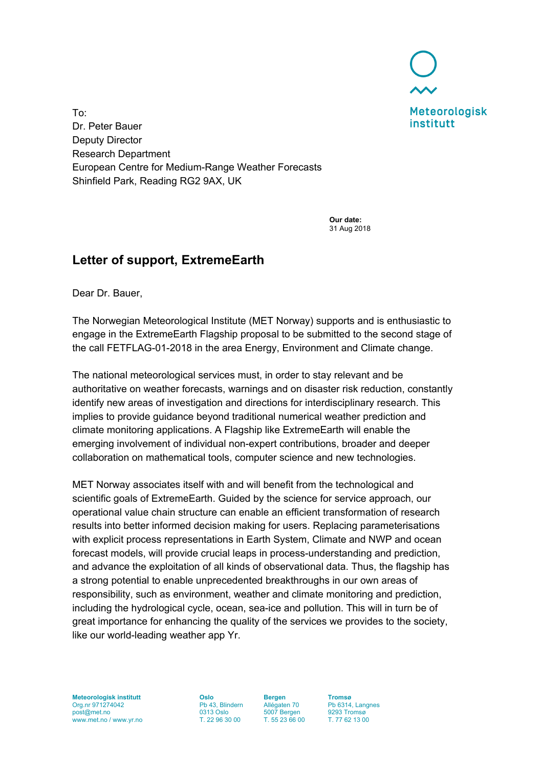Meteorologisk institutt

To:
Dr. Peter Bauer
Deputy Director
Research Department
European Centre for Medium-Range Weather Forecasts
Shinfield Park, Reading RG2 9AX, UK

**Our date:**
31 Aug 2018

## Letter of support, ExtremeEarth

Dear Dr. Bauer,

The Norwegian Meteorological Institute (MET Norway) supports and is enthusiastic to engage in the ExtremeEarth Flagship proposal to be submitted to the second stage of the call FETFLAG-01-2018 in the area Energy, Environment and Climate change.

The national meteorological services must, in order to stay relevant and be authoritative on weather forecasts, warnings and on disaster risk reduction, constantly identify new areas of investigation and directions for interdisciplinary research. This implies to provide guidance beyond traditional numerical weather prediction and climate monitoring applications. A Flagship like ExtremeEarth will enable the emerging involvement of individual non-expert contributions, broader and deeper collaboration on mathematical tools, computer science and new technologies.

MET Norway associates itself with and will benefit from the technological and scientific goals of ExtremeEarth. Guided by the science for service approach, our operational value chain structure can enable an efficient transformation of research results into better informed decision making for users. Replacing parameterisations with explicit process representations in Earth System, Climate and NWP and ocean forecast models, will provide crucial leaps in process-understanding and prediction, and advance the exploitation of all kinds of observational data. Thus, the flagship has a strong potential to enable unprecedented breakthroughs in our own areas of responsibility, such as environment, weather and climate monitoring and prediction, including the hydrological cycle, ocean, sea-ice and pollution. This will in turn be of great importance for enhancing the quality of the services we provides to the society, like our world-leading weather app Yr.

**Meteorologisk institutt**
Org.nr 971274042
post@met.no
www.met.no / www.yr.no

**Oslo**
Pb 43, Blindern
0313 Oslo
T. 22 96 30 00

**Bergen**
Allégaten 70
5007 Bergen
T. 55 23 66 00

**Tromsø**
Pb 6314, Langnes
9293 Tromsø
T. 77 62 13 00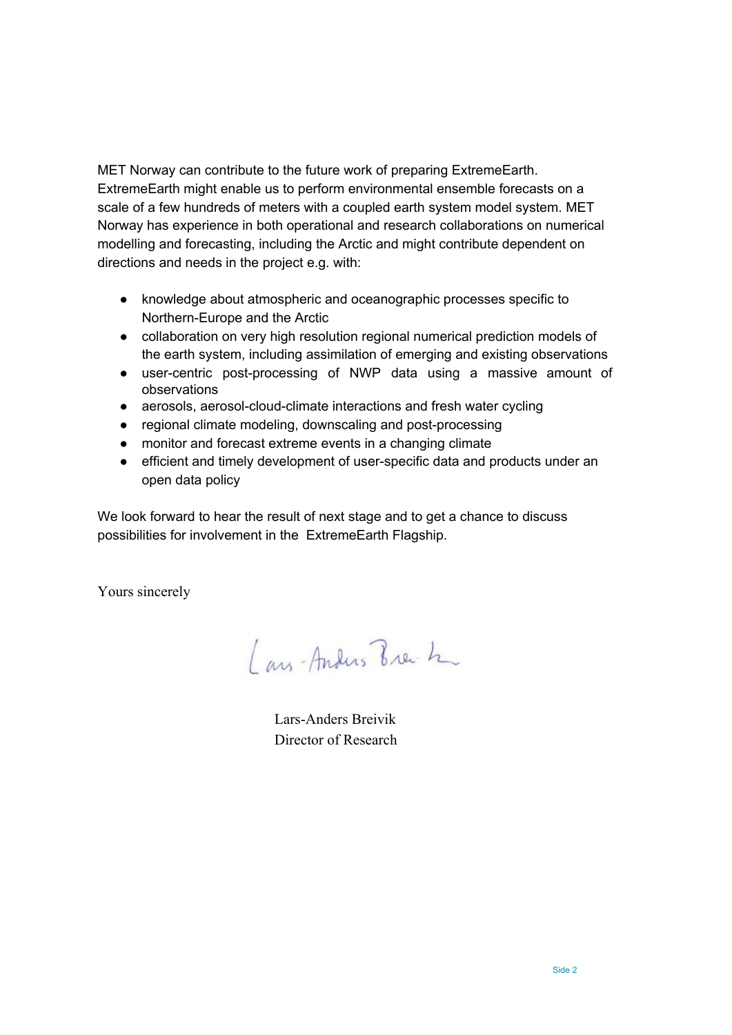MET Norway can contribute to the future work of preparing ExtremeEarth. ExtremeEarth might enable us to perform environmental ensemble forecasts on a scale of a few hundreds of meters with a coupled earth system model system. MET Norway has experience in both operational and research collaborations on numerical modelling and forecasting, including the Arctic and might contribute dependent on directions and needs in the project e.g. with:

- knowledge about atmospheric and oceanographic processes specific to Northern-Europe and the Arctic
- collaboration on very high resolution regional numerical prediction models of the earth system, including assimilation of emerging and existing observations
- user-centric post-processing of NWP data using a massive amount of observations
- aerosols, aerosol-cloud-climate interactions and fresh water cycling
- regional climate modeling, downscaling and post-processing
- monitor and forecast extreme events in a changing climate
- efficient and timely development of user-specific data and products under an open data policy

We look forward to hear the result of next stage and to get a chance to discuss possibilities for involvement in the ExtremeEarth Flagship.

Yours sincerely

Lars-Anders Breivik

Lars-Anders Breivik
Director of Research